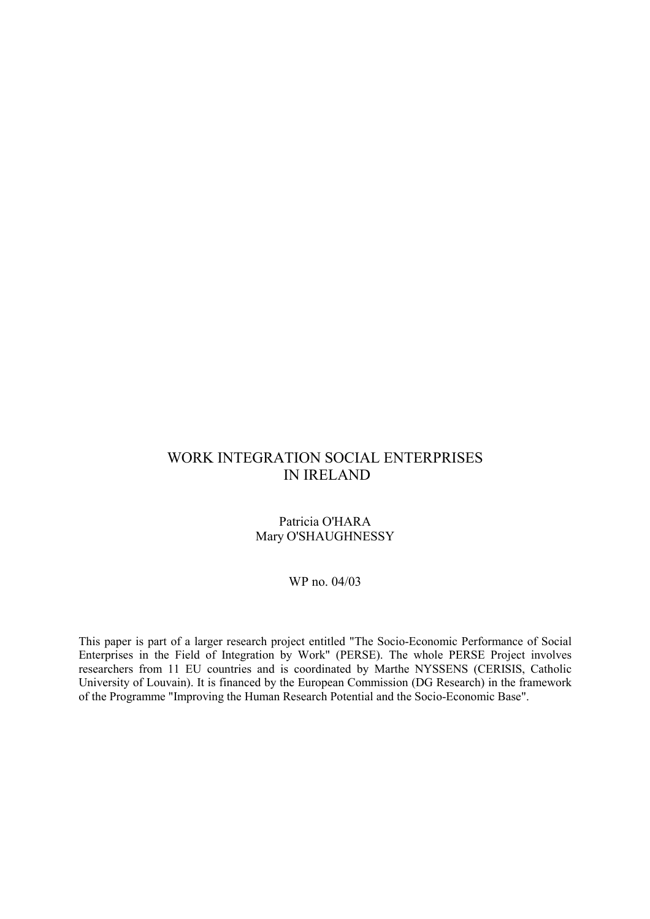# WORK INTEGRATION SOCIAL ENTERPRISES IN IRELAND

Patricia O'HARA
Mary O'SHAUGHNESSY

WP no. 04/03

This paper is part of a larger research project entitled "The Socio-Economic Performance of Social Enterprises in the Field of Integration by Work" (PERSE). The whole PERSE Project involves researchers from 11 EU countries and is coordinated by Marthe NYSSENS (CERISIS, Catholic University of Louvain). It is financed by the European Commission (DG Research) in the framework of the Programme "Improving the Human Research Potential and the Socio-Economic Base".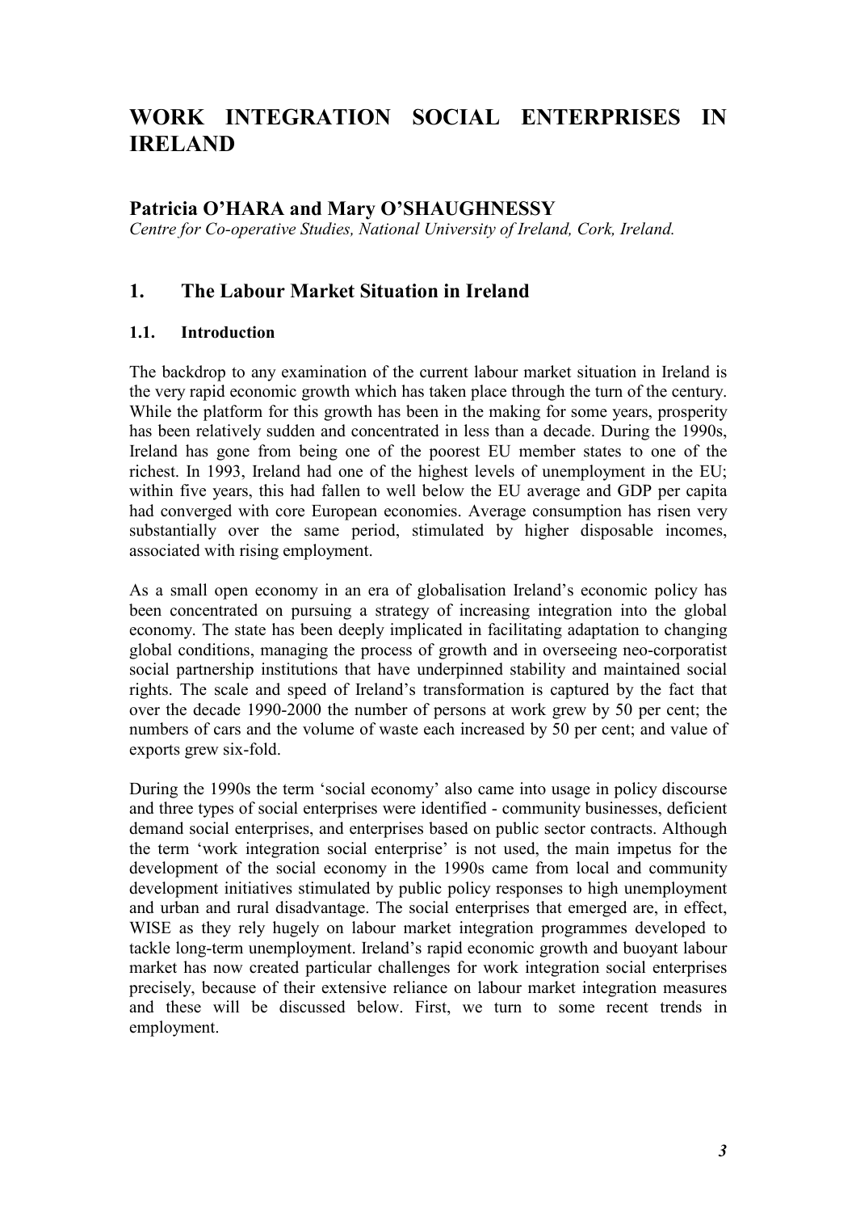# WORK INTEGRATION SOCIAL ENTERPRISES IN IRELAND

## Patricia O'HARA and Mary O'SHAUGHNESSY

*Centre for Co-operative Studies, National University of Ireland, Cork, Ireland.*

## 1. The Labour Market Situation in Ireland

### 1.1. Introduction

The backdrop to any examination of the current labour market situation in Ireland is the very rapid economic growth which has taken place through the turn of the century. While the platform for this growth has been in the making for some years, prosperity has been relatively sudden and concentrated in less than a decade. During the 1990s, Ireland has gone from being one of the poorest EU member states to one of the richest. In 1993, Ireland had one of the highest levels of unemployment in the EU; within five years, this had fallen to well below the EU average and GDP per capita had converged with core European economies. Average consumption has risen very substantially over the same period, stimulated by higher disposable incomes, associated with rising employment.

As a small open economy in an era of globalisation Ireland's economic policy has been concentrated on pursuing a strategy of increasing integration into the global economy. The state has been deeply implicated in facilitating adaptation to changing global conditions, managing the process of growth and in overseeing neo-corporatist social partnership institutions that have underpinned stability and maintained social rights. The scale and speed of Ireland's transformation is captured by the fact that over the decade 1990-2000 the number of persons at work grew by 50 per cent; the numbers of cars and the volume of waste each increased by 50 per cent; and value of exports grew six-fold.

During the 1990s the term 'social economy' also came into usage in policy discourse and three types of social enterprises were identified - community businesses, deficient demand social enterprises, and enterprises based on public sector contracts. Although the term 'work integration social enterprise' is not used, the main impetus for the development of the social economy in the 1990s came from local and community development initiatives stimulated by public policy responses to high unemployment and urban and rural disadvantage. The social enterprises that emerged are, in effect, WISE as they rely hugely on labour market integration programmes developed to tackle long-term unemployment. Ireland's rapid economic growth and buoyant labour market has now created particular challenges for work integration social enterprises precisely, because of their extensive reliance on labour market integration measures and these will be discussed below. First, we turn to some recent trends in employment.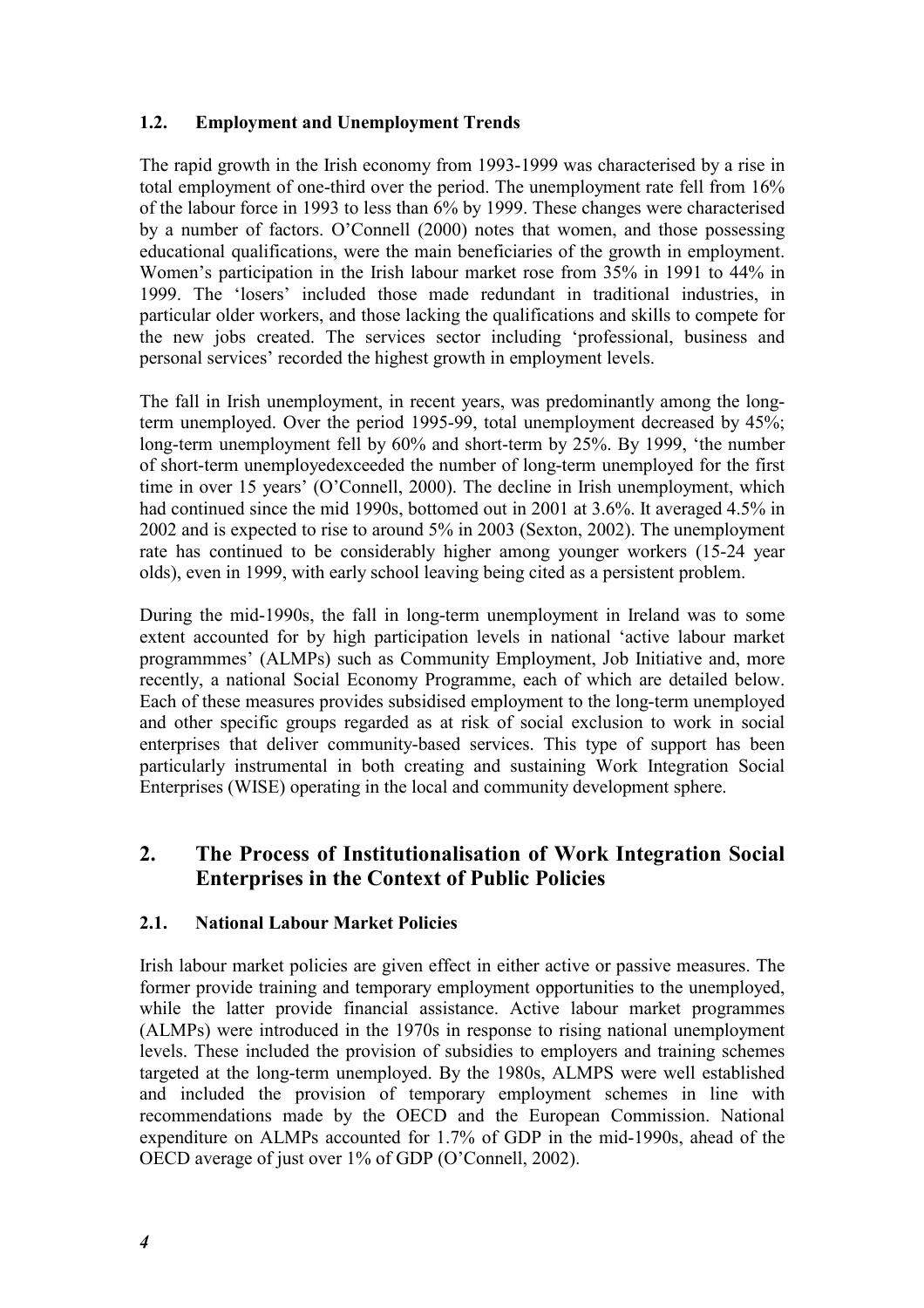### 1.2. Employment and Unemployment Trends

The rapid growth in the Irish economy from 1993-1999 was characterised by a rise in total employment of one-third over the period. The unemployment rate fell from 16% of the labour force in 1993 to less than 6% by 1999. These changes were characterised by a number of factors. O'Connell (2000) notes that women, and those possessing educational qualifications, were the main beneficiaries of the growth in employment. Women's participation in the Irish labour market rose from 35% in 1991 to 44% in 1999. The 'losers' included those made redundant in traditional industries, in particular older workers, and those lacking the qualifications and skills to compete for the new jobs created. The services sector including 'professional, business and personal services' recorded the highest growth in employment levels.

The fall in Irish unemployment, in recent years, was predominantly among the long-term unemployed. Over the period 1995-99, total unemployment decreased by 45%; long-term unemployment fell by 60% and short-term by 25%. By 1999, 'the number of short-term unemployedexceeded the number of long-term unemployed for the first time in over 15 years' (O'Connell, 2000). The decline in Irish unemployment, which had continued since the mid 1990s, bottomed out in 2001 at 3.6%. It averaged 4.5% in 2002 and is expected to rise to around 5% in 2003 (Sexton, 2002). The unemployment rate has continued to be considerably higher among younger workers (15-24 year olds), even in 1999, with early school leaving being cited as a persistent problem.

During the mid-1990s, the fall in long-term unemployment in Ireland was to some extent accounted for by high participation levels in national 'active labour market programmmes' (ALMPs) such as Community Employment, Job Initiative and, more recently, a national Social Economy Programme, each of which are detailed below. Each of these measures provides subsidised employment to the long-term unemployed and other specific groups regarded as at risk of social exclusion to work in social enterprises that deliver community-based services. This type of support has been particularly instrumental in both creating and sustaining Work Integration Social Enterprises (WISE) operating in the local and community development sphere.

## 2. The Process of Institutionalisation of Work Integration Social Enterprises in the Context of Public Policies

### 2.1. National Labour Market Policies

Irish labour market policies are given effect in either active or passive measures. The former provide training and temporary employment opportunities to the unemployed, while the latter provide financial assistance. Active labour market programmes (ALMPs) were introduced in the 1970s in response to rising national unemployment levels. These included the provision of subsidies to employers and training schemes targeted at the long-term unemployed. By the 1980s, ALMPS were well established and included the provision of temporary employment schemes in line with recommendations made by the OECD and the European Commission. National expenditure on ALMPs accounted for 1.7% of GDP in the mid-1990s, ahead of the OECD average of just over 1% of GDP (O'Connell, 2002).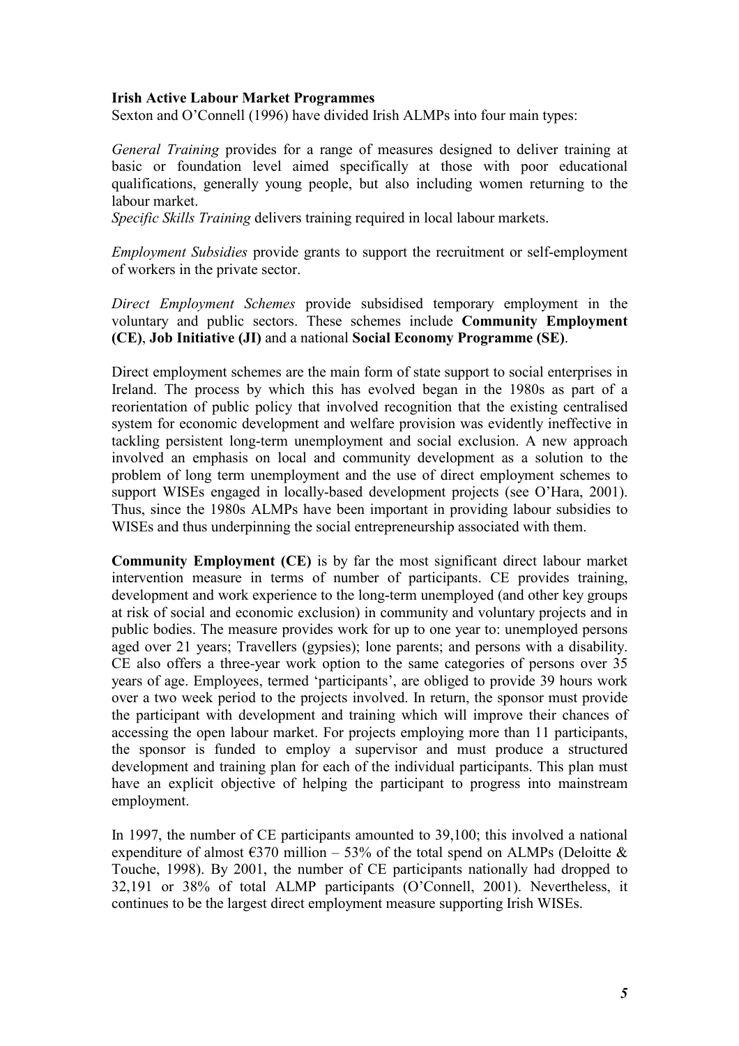**Irish Active Labour Market Programmes**

Sexton and O'Connell (1996) have divided Irish ALMPs into four main types:

*General Training* provides for a range of measures designed to deliver training at basic or foundation level aimed specifically at those with poor educational qualifications, generally young people, but also including women returning to the labour market.

*Specific Skills Training* delivers training required in local labour markets.

*Employment Subsidies* provide grants to support the recruitment or self-employment of workers in the private sector.

*Direct Employment Schemes* provide subsidised temporary employment in the voluntary and public sectors. These schemes include **Community Employment (CE)**, **Job Initiative (JI)** and a national **Social Economy Programme (SE)**.

Direct employment schemes are the main form of state support to social enterprises in Ireland. The process by which this has evolved began in the 1980s as part of a reorientation of public policy that involved recognition that the existing centralised system for economic development and welfare provision was evidently ineffective in tackling persistent long-term unemployment and social exclusion. A new approach involved an emphasis on local and community development as a solution to the problem of long term unemployment and the use of direct employment schemes to support WISEs engaged in locally-based development projects (see O'Hara, 2001). Thus, since the 1980s ALMPs have been important in providing labour subsidies to WISEs and thus underpinning the social entrepreneurship associated with them.

**Community Employment (CE)** is by far the most significant direct labour market intervention measure in terms of number of participants. CE provides training, development and work experience to the long-term unemployed (and other key groups at risk of social and economic exclusion) in community and voluntary projects and in public bodies. The measure provides work for up to one year to: unemployed persons aged over 21 years; Travellers (gypsies); lone parents; and persons with a disability. CE also offers a three-year work option to the same categories of persons over 35 years of age. Employees, termed 'participants', are obliged to provide 39 hours work over a two week period to the projects involved. In return, the sponsor must provide the participant with development and training which will improve their chances of accessing the open labour market. For projects employing more than 11 participants, the sponsor is funded to employ a supervisor and must produce a structured development and training plan for each of the individual participants. This plan must have an explicit objective of helping the participant to progress into mainstream employment.

In 1997, the number of CE participants amounted to 39,100; this involved a national expenditure of almost €370 million – 53% of the total spend on ALMPs (Deloitte & Touche, 1998). By 2001, the number of CE participants nationally had dropped to 32,191 or 38% of total ALMP participants (O'Connell, 2001). Nevertheless, it continues to be the largest direct employment measure supporting Irish WISEs.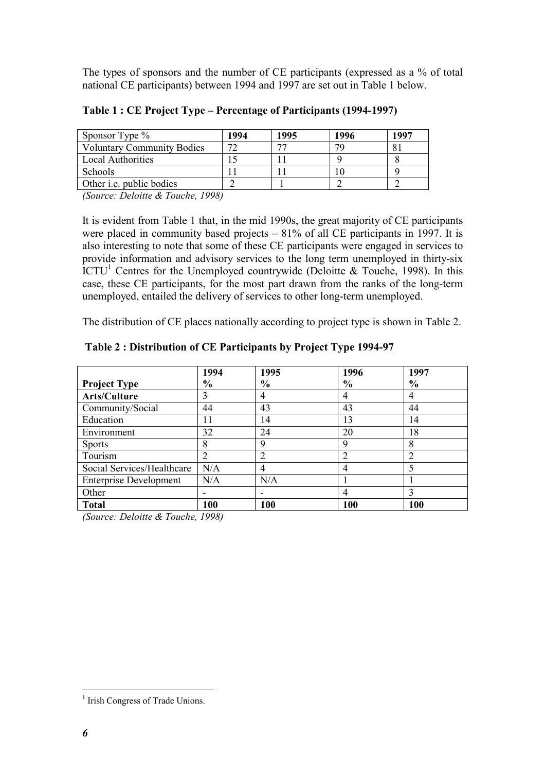The types of sponsors and the number of CE participants (expressed as a % of total national CE participants) between 1994 and 1997 are set out in Table 1 below.

**Table 1 : CE Project Type – Percentage of Participants (1994-1997)**

| Sponsor Type % | 1994 | 1995 | 1996 | 1997 |
|---|---|---|---|---|
| Voluntary Community Bodies | 72 | 77 | 79 | 81 |
| Local Authorities | 15 | 11 | 9 | 8 |
| Schools | 11 | 11 | 10 | 9 |
| Other i.e. public bodies | 2 | 1 | 2 | 2 |

*(Source: Deloitte & Touche, 1998)*

It is evident from Table 1 that, in the mid 1990s, the great majority of CE participants were placed in community based projects – 81% of all CE participants in 1997. It is also interesting to note that some of these CE participants were engaged in services to provide information and advisory services to the long term unemployed in thirty-six ICTU[1] Centres for the Unemployed countrywide (Deloitte & Touche, 1998). In this case, these CE participants, for the most part drawn from the ranks of the long-term unemployed, entailed the delivery of services to other long-term unemployed.

The distribution of CE places nationally according to project type is shown in Table 2.

**Table 2 : Distribution of CE Participants by Project Type 1994-97**

| Project Type | 1994 % | 1995 % | 1996 % | 1997 % |
|---|---|---|---|---|
| **Arts/Culture** | 3 | 4 | 4 | 4 |
| Community/Social | 44 | 43 | 43 | 44 |
| Education | 11 | 14 | 13 | 14 |
| Environment | 32 | 24 | 20 | 18 |
| Sports | 8 | 9 | 9 | 8 |
| Tourism | 2 | 2 | 2 | 2 |
| Social Services/Healthcare | N/A | 4 | 4 | 5 |
| Enterprise Development | N/A | N/A | 1 | 1 |
| Other | - | - | 4 | 3 |
| **Total** | **100** | **100** | **100** | **100** |

*(Source: Deloitte & Touche, 1998)*

[1] Irish Congress of Trade Unions.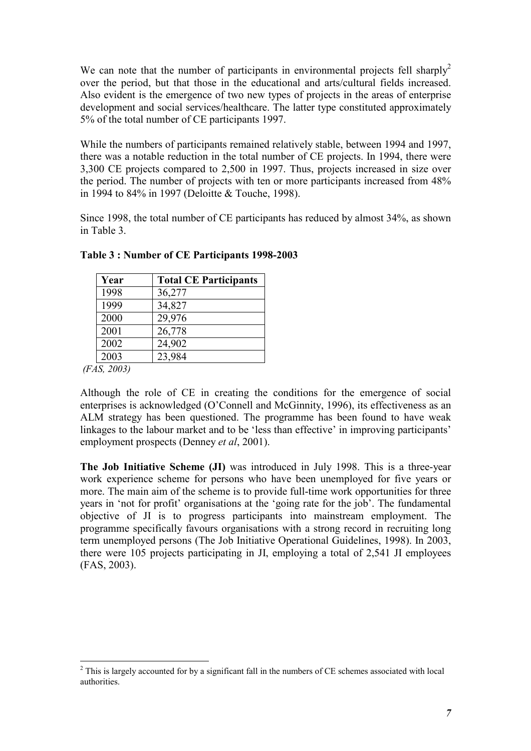We can note that the number of participants in environmental projects fell sharply[2] over the period, but that those in the educational and arts/cultural fields increased. Also evident is the emergence of two new types of projects in the areas of enterprise development and social services/healthcare. The latter type constituted approximately 5% of the total number of CE participants 1997.

While the numbers of participants remained relatively stable, between 1994 and 1997, there was a notable reduction in the total number of CE projects. In 1994, there were 3,300 CE projects compared to 2,500 in 1997. Thus, projects increased in size over the period. The number of projects with ten or more participants increased from 48% in 1994 to 84% in 1997 (Deloitte & Touche, 1998).

Since 1998, the total number of CE participants has reduced by almost 34%, as shown in Table 3.

**Table 3 : Number of CE Participants 1998-2003**

| Year | Total CE Participants |
|---|---|
| 1998 | 36,277 |
| 1999 | 34,827 |
| 2000 | 29,976 |
| 2001 | 26,778 |
| 2002 | 24,902 |
| 2003 | 23,984 |

*(FAS, 2003)*

Although the role of CE in creating the conditions for the emergence of social enterprises is acknowledged (O'Connell and McGinnity, 1996), its effectiveness as an ALM strategy has been questioned. The programme has been found to have weak linkages to the labour market and to be 'less than effective' in improving participants' employment prospects (Denney *et al*, 2001).

**The Job Initiative Scheme (JI)** was introduced in July 1998. This is a three-year work experience scheme for persons who have been unemployed for five years or more. The main aim of the scheme is to provide full-time work opportunities for three years in 'not for profit' organisations at the 'going rate for the job'. The fundamental objective of JI is to progress participants into mainstream employment. The programme specifically favours organisations with a strong record in recruiting long term unemployed persons (The Job Initiative Operational Guidelines, 1998). In 2003, there were 105 projects participating in JI, employing a total of 2,541 JI employees (FAS, 2003).

[2] This is largely accounted for by a significant fall in the numbers of CE schemes associated with local authorities.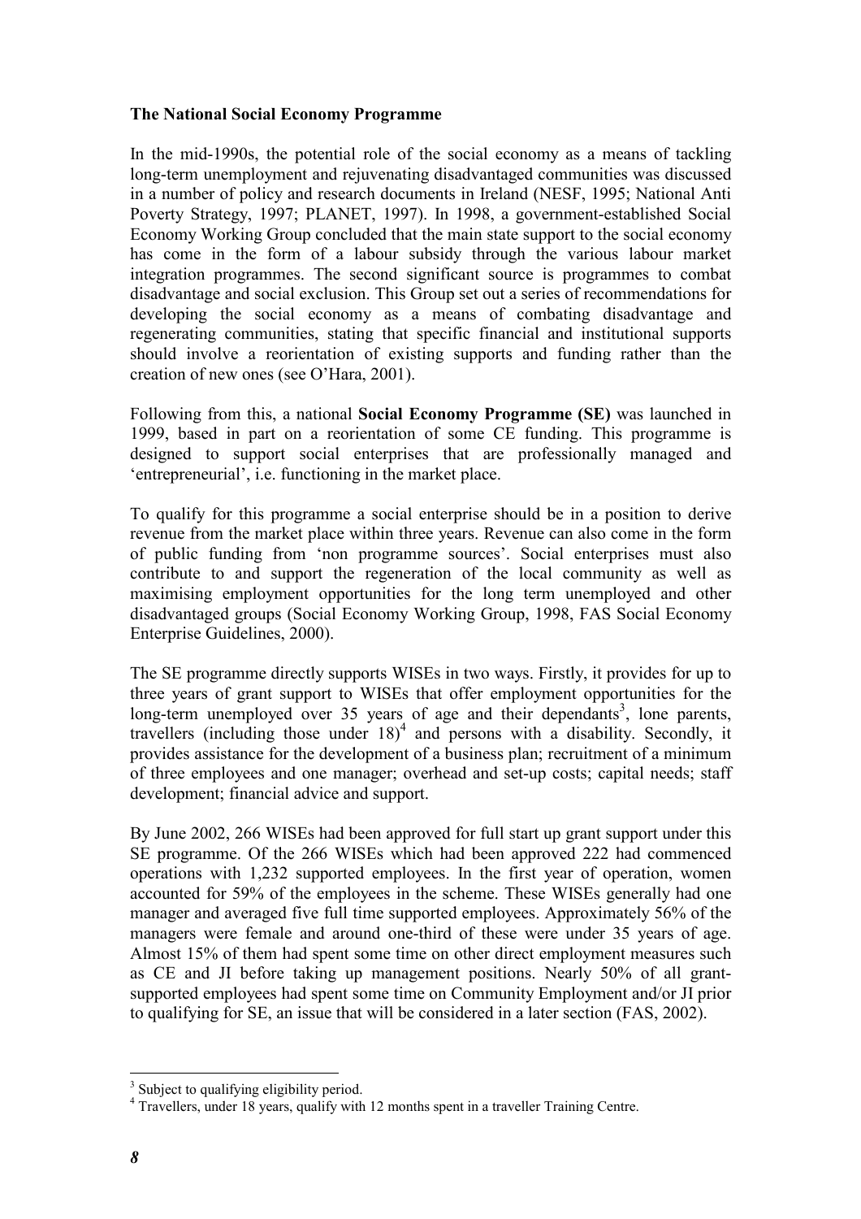**The National Social Economy Programme**

In the mid-1990s, the potential role of the social economy as a means of tackling long-term unemployment and rejuvenating disadvantaged communities was discussed in a number of policy and research documents in Ireland (NESF, 1995; National Anti Poverty Strategy, 1997; PLANET, 1997). In 1998, a government-established Social Economy Working Group concluded that the main state support to the social economy has come in the form of a labour subsidy through the various labour market integration programmes. The second significant source is programmes to combat disadvantage and social exclusion. This Group set out a series of recommendations for developing the social economy as a means of combating disadvantage and regenerating communities, stating that specific financial and institutional supports should involve a reorientation of existing supports and funding rather than the creation of new ones (see O'Hara, 2001).

Following from this, a national **Social Economy Programme (SE)** was launched in 1999, based in part on a reorientation of some CE funding. This programme is designed to support social enterprises that are professionally managed and 'entrepreneurial', i.e. functioning in the market place.

To qualify for this programme a social enterprise should be in a position to derive revenue from the market place within three years. Revenue can also come in the form of public funding from 'non programme sources'. Social enterprises must also contribute to and support the regeneration of the local community as well as maximising employment opportunities for the long term unemployed and other disadvantaged groups (Social Economy Working Group, 1998, FAS Social Economy Enterprise Guidelines, 2000).

The SE programme directly supports WISEs in two ways. Firstly, it provides for up to three years of grant support to WISEs that offer employment opportunities for the long-term unemployed over 35 years of age and their dependants[3], lone parents, travellers (including those under 18)[4] and persons with a disability. Secondly, it provides assistance for the development of a business plan; recruitment of a minimum of three employees and one manager; overhead and set-up costs; capital needs; staff development; financial advice and support.

By June 2002, 266 WISEs had been approved for full start up grant support under this SE programme. Of the 266 WISEs which had been approved 222 had commenced operations with 1,232 supported employees. In the first year of operation, women accounted for 59% of the employees in the scheme. These WISEs generally had one manager and averaged five full time supported employees. Approximately 56% of the managers were female and around one-third of these were under 35 years of age. Almost 15% of them had spent some time on other direct employment measures such as CE and JI before taking up management positions. Nearly 50% of all grant-supported employees had spent some time on Community Employment and/or JI prior to qualifying for SE, an issue that will be considered in a later section (FAS, 2002).

[3] Subject to qualifying eligibility period.

[4] Travellers, under 18 years, qualify with 12 months spent in a traveller Training Centre.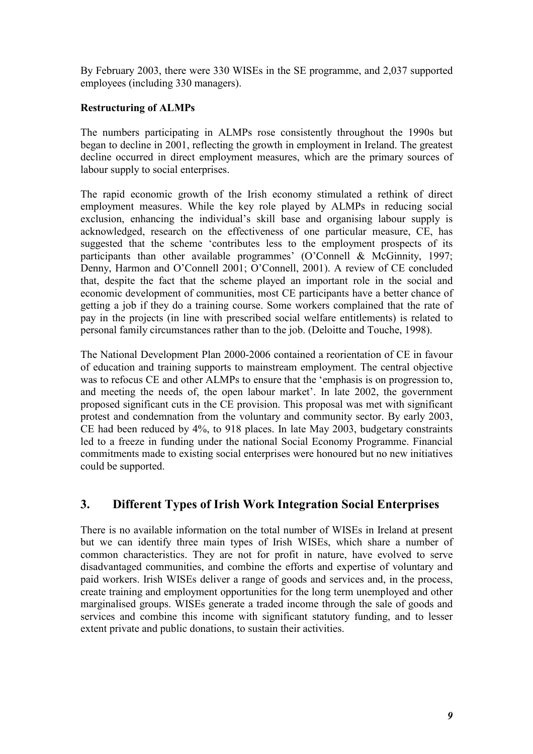By February 2003, there were 330 WISEs in the SE programme, and 2,037 supported employees (including 330 managers).

**Restructuring of ALMPs**

The numbers participating in ALMPs rose consistently throughout the 1990s but began to decline in 2001, reflecting the growth in employment in Ireland. The greatest decline occurred in direct employment measures, which are the primary sources of labour supply to social enterprises.

The rapid economic growth of the Irish economy stimulated a rethink of direct employment measures. While the key role played by ALMPs in reducing social exclusion, enhancing the individual's skill base and organising labour supply is acknowledged, research on the effectiveness of one particular measure, CE, has suggested that the scheme 'contributes less to the employment prospects of its participants than other available programmes' (O'Connell & McGinnity, 1997; Denny, Harmon and O'Connell 2001; O'Connell, 2001). A review of CE concluded that, despite the fact that the scheme played an important role in the social and economic development of communities, most CE participants have a better chance of getting a job if they do a training course. Some workers complained that the rate of pay in the projects (in line with prescribed social welfare entitlements) is related to personal family circumstances rather than to the job. (Deloitte and Touche, 1998).

The National Development Plan 2000-2006 contained a reorientation of CE in favour of education and training supports to mainstream employment. The central objective was to refocus CE and other ALMPs to ensure that the 'emphasis is on progression to, and meeting the needs of, the open labour market'. In late 2002, the government proposed significant cuts in the CE provision. This proposal was met with significant protest and condemnation from the voluntary and community sector. By early 2003, CE had been reduced by 4%, to 918 places. In late May 2003, budgetary constraints led to a freeze in funding under the national Social Economy Programme. Financial commitments made to existing social enterprises were honoured but no new initiatives could be supported.

## 3. Different Types of Irish Work Integration Social Enterprises

There is no available information on the total number of WISEs in Ireland at present but we can identify three main types of Irish WISEs, which share a number of common characteristics. They are not for profit in nature, have evolved to serve disadvantaged communities, and combine the efforts and expertise of voluntary and paid workers. Irish WISEs deliver a range of goods and services and, in the process, create training and employment opportunities for the long term unemployed and other marginalised groups. WISEs generate a traded income through the sale of goods and services and combine this income with significant statutory funding, and to lesser extent private and public donations, to sustain their activities.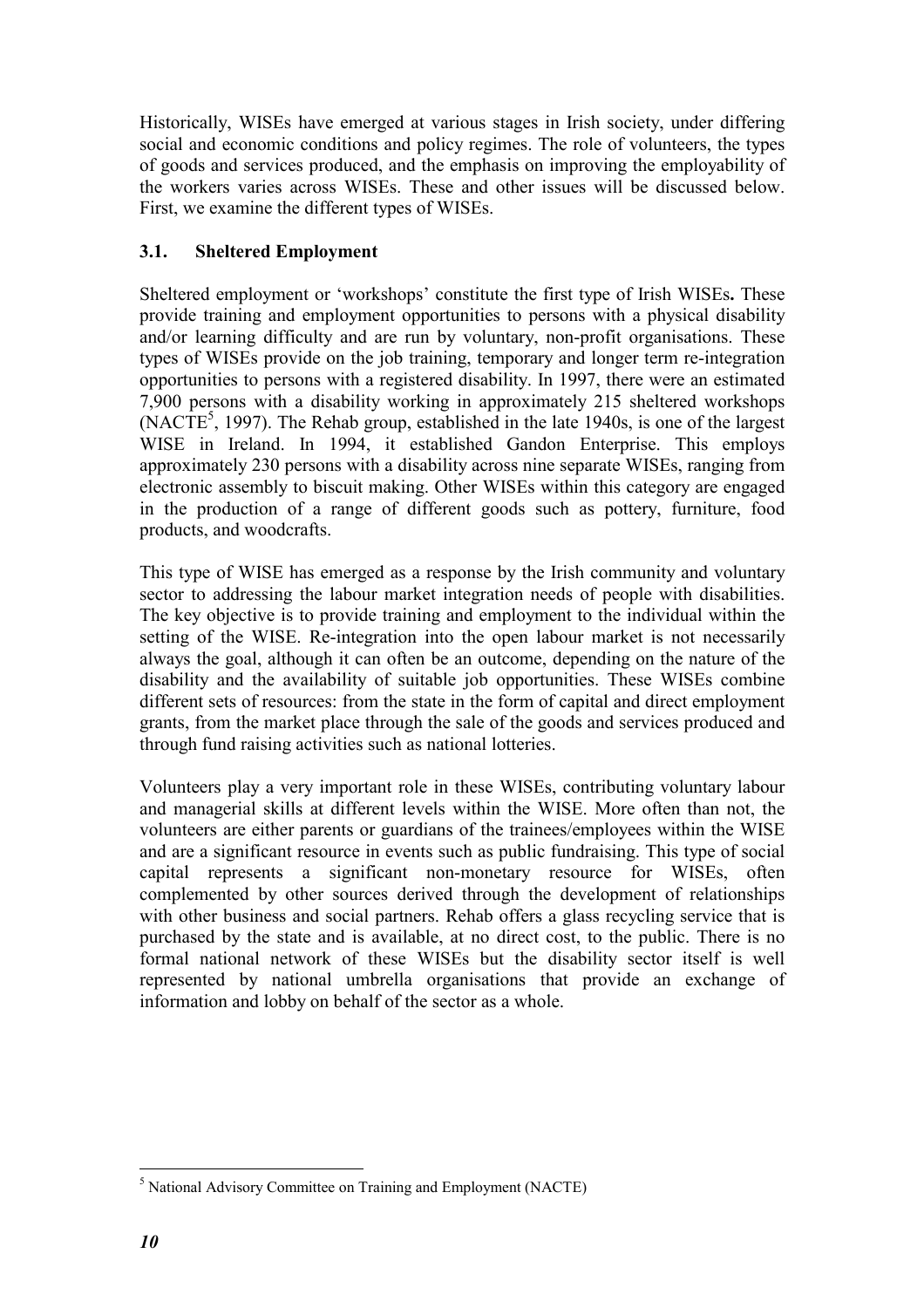Historically, WISEs have emerged at various stages in Irish society, under differing social and economic conditions and policy regimes. The role of volunteers, the types of goods and services produced, and the emphasis on improving the employability of the workers varies across WISEs. These and other issues will be discussed below. First, we examine the different types of WISEs.

### 3.1. Sheltered Employment

Sheltered employment or 'workshops' constitute the first type of Irish WISEs**.** These provide training and employment opportunities to persons with a physical disability and/or learning difficulty and are run by voluntary, non-profit organisations. These types of WISEs provide on the job training, temporary and longer term re-integration opportunities to persons with a registered disability. In 1997, there were an estimated 7,900 persons with a disability working in approximately 215 sheltered workshops (NACTE[5], 1997). The Rehab group, established in the late 1940s, is one of the largest WISE in Ireland. In 1994, it established Gandon Enterprise. This employs approximately 230 persons with a disability across nine separate WISEs, ranging from electronic assembly to biscuit making. Other WISEs within this category are engaged in the production of a range of different goods such as pottery, furniture, food products, and woodcrafts.

This type of WISE has emerged as a response by the Irish community and voluntary sector to addressing the labour market integration needs of people with disabilities. The key objective is to provide training and employment to the individual within the setting of the WISE. Re-integration into the open labour market is not necessarily always the goal, although it can often be an outcome, depending on the nature of the disability and the availability of suitable job opportunities. These WISEs combine different sets of resources: from the state in the form of capital and direct employment grants, from the market place through the sale of the goods and services produced and through fund raising activities such as national lotteries.

Volunteers play a very important role in these WISEs, contributing voluntary labour and managerial skills at different levels within the WISE. More often than not, the volunteers are either parents or guardians of the trainees/employees within the WISE and are a significant resource in events such as public fundraising. This type of social capital represents a significant non-monetary resource for WISEs, often complemented by other sources derived through the development of relationships with other business and social partners. Rehab offers a glass recycling service that is purchased by the state and is available, at no direct cost, to the public. There is no formal national network of these WISEs but the disability sector itself is well represented by national umbrella organisations that provide an exchange of information and lobby on behalf of the sector as a whole.

---

[5] National Advisory Committee on Training and Employment (NACTE)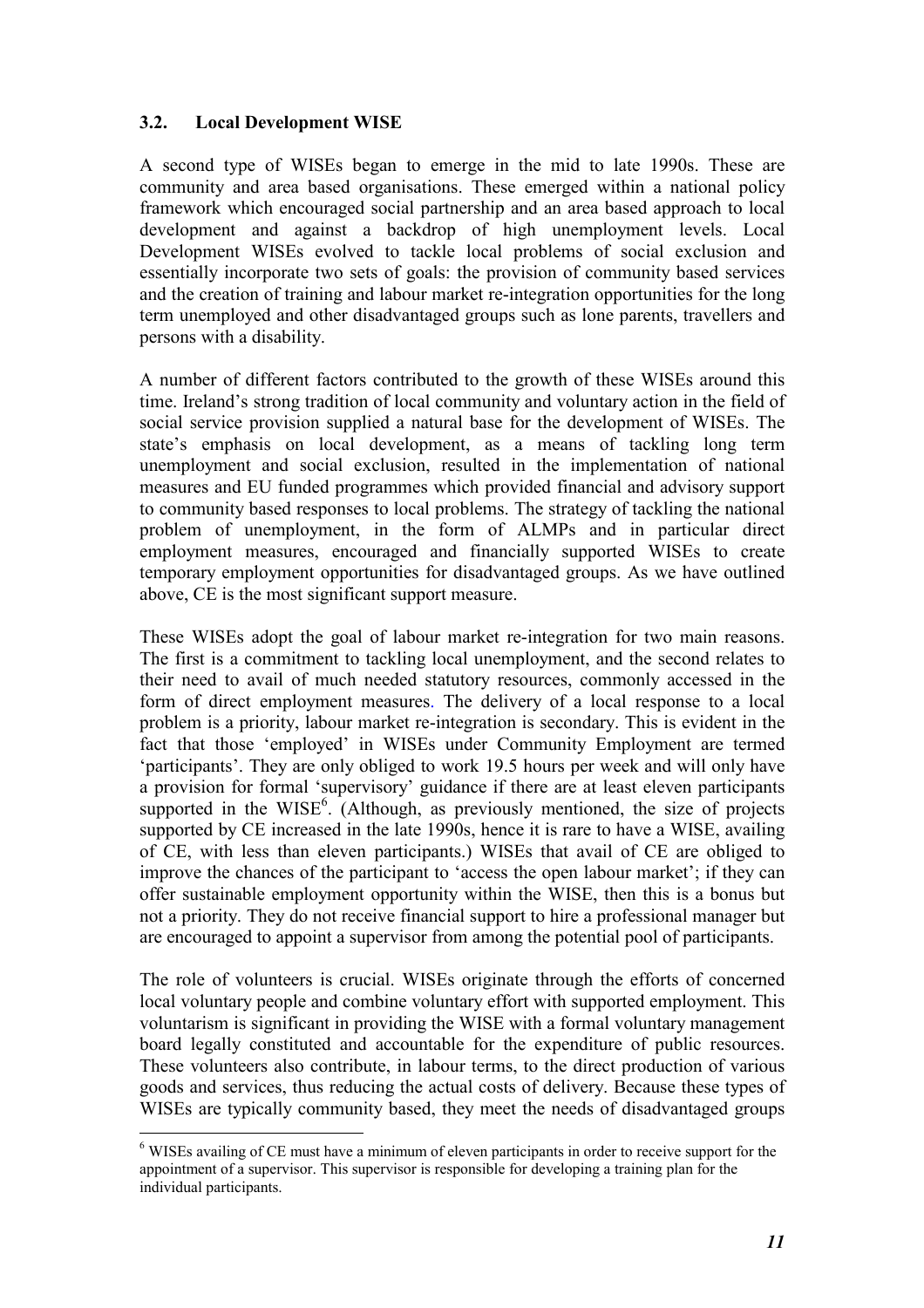### 3.2. Local Development WISE

A second type of WISEs began to emerge in the mid to late 1990s. These are community and area based organisations. These emerged within a national policy framework which encouraged social partnership and an area based approach to local development and against a backdrop of high unemployment levels. Local Development WISEs evolved to tackle local problems of social exclusion and essentially incorporate two sets of goals: the provision of community based services and the creation of training and labour market re-integration opportunities for the long term unemployed and other disadvantaged groups such as lone parents, travellers and persons with a disability.

A number of different factors contributed to the growth of these WISEs around this time. Ireland's strong tradition of local community and voluntary action in the field of social service provision supplied a natural base for the development of WISEs. The state's emphasis on local development, as a means of tackling long term unemployment and social exclusion, resulted in the implementation of national measures and EU funded programmes which provided financial and advisory support to community based responses to local problems. The strategy of tackling the national problem of unemployment, in the form of ALMPs and in particular direct employment measures, encouraged and financially supported WISEs to create temporary employment opportunities for disadvantaged groups. As we have outlined above, CE is the most significant support measure.

These WISEs adopt the goal of labour market re-integration for two main reasons. The first is a commitment to tackling local unemployment, and the second relates to their need to avail of much needed statutory resources, commonly accessed in the form of direct employment measures. The delivery of a local response to a local problem is a priority, labour market re-integration is secondary. This is evident in the fact that those 'employed' in WISEs under Community Employment are termed 'participants'. They are only obliged to work 19.5 hours per week and will only have a provision for formal 'supervisory' guidance if there are at least eleven participants supported in the WISE[6]. (Although, as previously mentioned, the size of projects supported by CE increased in the late 1990s, hence it is rare to have a WISE, availing of CE, with less than eleven participants.) WISEs that avail of CE are obliged to improve the chances of the participant to 'access the open labour market'; if they can offer sustainable employment opportunity within the WISE, then this is a bonus but not a priority. They do not receive financial support to hire a professional manager but are encouraged to appoint a supervisor from among the potential pool of participants.

The role of volunteers is crucial. WISEs originate through the efforts of concerned local voluntary people and combine voluntary effort with supported employment. This voluntarism is significant in providing the WISE with a formal voluntary management board legally constituted and accountable for the expenditure of public resources. These volunteers also contribute, in labour terms, to the direct production of various goods and services, thus reducing the actual costs of delivery. Because these types of WISEs are typically community based, they meet the needs of disadvantaged groups

---

[6] WISEs availing of CE must have a minimum of eleven participants in order to receive support for the appointment of a supervisor. This supervisor is responsible for developing a training plan for the individual participants.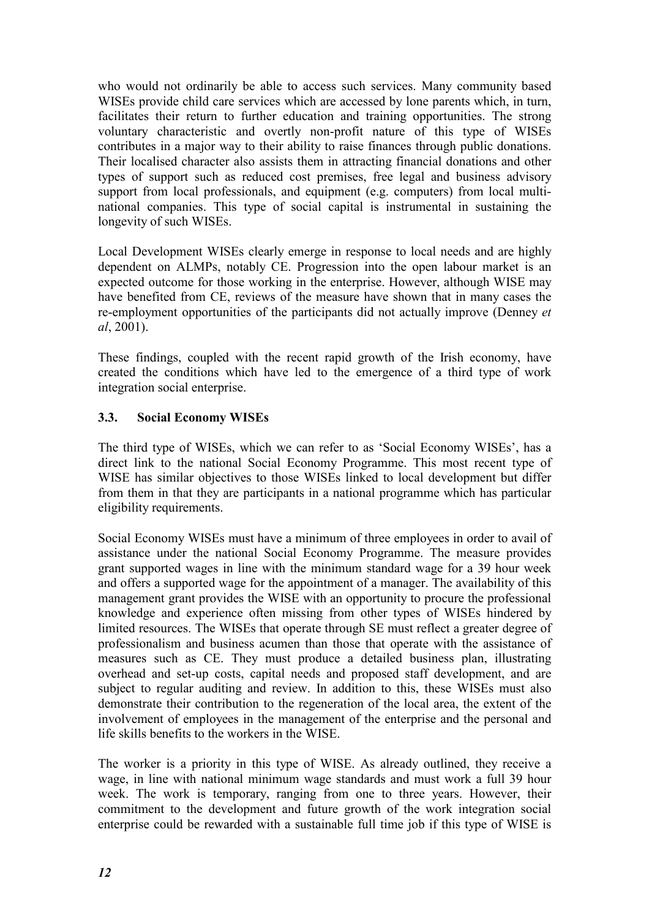who would not ordinarily be able to access such services. Many community based WISEs provide child care services which are accessed by lone parents which, in turn, facilitates their return to further education and training opportunities. The strong voluntary characteristic and overtly non-profit nature of this type of WISEs contributes in a major way to their ability to raise finances through public donations. Their localised character also assists them in attracting financial donations and other types of support such as reduced cost premises, free legal and business advisory support from local professionals, and equipment (e.g. computers) from local multi-national companies. This type of social capital is instrumental in sustaining the longevity of such WISEs.

Local Development WISEs clearly emerge in response to local needs and are highly dependent on ALMPs, notably CE. Progression into the open labour market is an expected outcome for those working in the enterprise. However, although WISE may have benefited from CE, reviews of the measure have shown that in many cases the re-employment opportunities of the participants did not actually improve (Denney *et al*, 2001).

These findings, coupled with the recent rapid growth of the Irish economy, have created the conditions which have led to the emergence of a third type of work integration social enterprise.

### 3.3. Social Economy WISEs

The third type of WISEs, which we can refer to as 'Social Economy WISEs', has a direct link to the national Social Economy Programme. This most recent type of WISE has similar objectives to those WISEs linked to local development but differ from them in that they are participants in a national programme which has particular eligibility requirements.

Social Economy WISEs must have a minimum of three employees in order to avail of assistance under the national Social Economy Programme. The measure provides grant supported wages in line with the minimum standard wage for a 39 hour week and offers a supported wage for the appointment of a manager. The availability of this management grant provides the WISE with an opportunity to procure the professional knowledge and experience often missing from other types of WISEs hindered by limited resources. The WISEs that operate through SE must reflect a greater degree of professionalism and business acumen than those that operate with the assistance of measures such as CE. They must produce a detailed business plan, illustrating overhead and set-up costs, capital needs and proposed staff development, and are subject to regular auditing and review. In addition to this, these WISEs must also demonstrate their contribution to the regeneration of the local area, the extent of the involvement of employees in the management of the enterprise and the personal and life skills benefits to the workers in the WISE.

The worker is a priority in this type of WISE. As already outlined, they receive a wage, in line with national minimum wage standards and must work a full 39 hour week. The work is temporary, ranging from one to three years. However, their commitment to the development and future growth of the work integration social enterprise could be rewarded with a sustainable full time job if this type of WISE is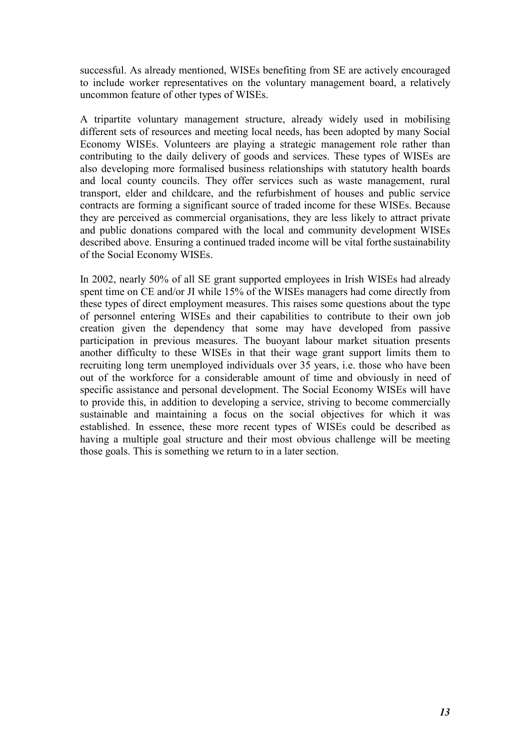successful. As already mentioned, WISEs benefiting from SE are actively encouraged to include worker representatives on the voluntary management board, a relatively uncommon feature of other types of WISEs.

A tripartite voluntary management structure, already widely used in mobilising different sets of resources and meeting local needs, has been adopted by many Social Economy WISEs. Volunteers are playing a strategic management role rather than contributing to the daily delivery of goods and services. These types of WISEs are also developing more formalised business relationships with statutory health boards and local county councils. They offer services such as waste management, rural transport, elder and childcare, and the refurbishment of houses and public service contracts are forming a significant source of traded income for these WISEs. Because they are perceived as commercial organisations, they are less likely to attract private and public donations compared with the local and community development WISEs described above. Ensuring a continued traded income will be vital forthe sustainability of the Social Economy WISEs.

In 2002, nearly 50% of all SE grant supported employees in Irish WISEs had already spent time on CE and/or JI while 15% of the WISEs managers had come directly from these types of direct employment measures. This raises some questions about the type of personnel entering WISEs and their capabilities to contribute to their own job creation given the dependency that some may have developed from passive participation in previous measures. The buoyant labour market situation presents another difficulty to these WISEs in that their wage grant support limits them to recruiting long term unemployed individuals over 35 years, i.e. those who have been out of the workforce for a considerable amount of time and obviously in need of specific assistance and personal development. The Social Economy WISEs will have to provide this, in addition to developing a service, striving to become commercially sustainable and maintaining a focus on the social objectives for which it was established. In essence, these more recent types of WISEs could be described as having a multiple goal structure and their most obvious challenge will be meeting those goals. This is something we return to in a later section.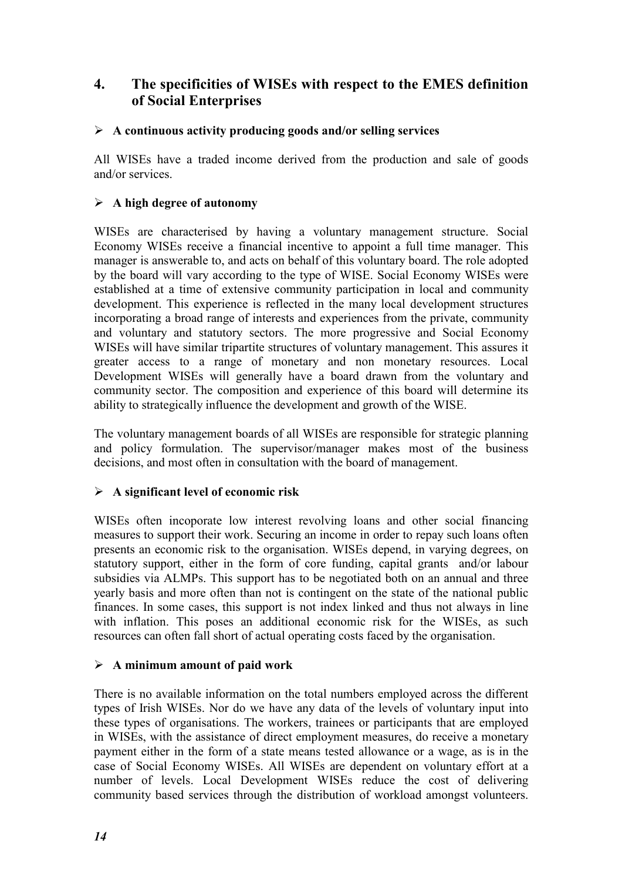## 4. The specificities of WISEs with respect to the EMES definition of Social Enterprises

- **A continuous activity producing goods and/or selling services**

All WISEs have a traded income derived from the production and sale of goods and/or services.

- **A high degree of autonomy**

WISEs are characterised by having a voluntary management structure. Social Economy WISEs receive a financial incentive to appoint a full time manager. This manager is answerable to, and acts on behalf of this voluntary board. The role adopted by the board will vary according to the type of WISE. Social Economy WISEs were established at a time of extensive community participation in local and community development. This experience is reflected in the many local development structures incorporating a broad range of interests and experiences from the private, community and voluntary and statutory sectors. The more progressive and Social Economy WISEs will have similar tripartite structures of voluntary management. This assures it greater access to a range of monetary and non monetary resources. Local Development WISEs will generally have a board drawn from the voluntary and community sector. The composition and experience of this board will determine its ability to strategically influence the development and growth of the WISE.

The voluntary management boards of all WISEs are responsible for strategic planning and policy formulation. The supervisor/manager makes most of the business decisions, and most often in consultation with the board of management.

- **A significant level of economic risk**

WISEs often incoporate low interest revolving loans and other social financing measures to support their work. Securing an income in order to repay such loans often presents an economic risk to the organisation. WISEs depend, in varying degrees, on statutory support, either in the form of core funding, capital grants and/or labour subsidies via ALMPs. This support has to be negotiated both on an annual and three yearly basis and more often than not is contingent on the state of the national public finances. In some cases, this support is not index linked and thus not always in line with inflation. This poses an additional economic risk for the WISEs, as such resources can often fall short of actual operating costs faced by the organisation.

- **A minimum amount of paid work**

There is no available information on the total numbers employed across the different types of Irish WISEs. Nor do we have any data of the levels of voluntary input into these types of organisations. The workers, trainees or participants that are employed in WISEs, with the assistance of direct employment measures, do receive a monetary payment either in the form of a state means tested allowance or a wage, as is in the case of Social Economy WISEs. All WISEs are dependent on voluntary effort at a number of levels. Local Development WISEs reduce the cost of delivering community based services through the distribution of workload amongst volunteers.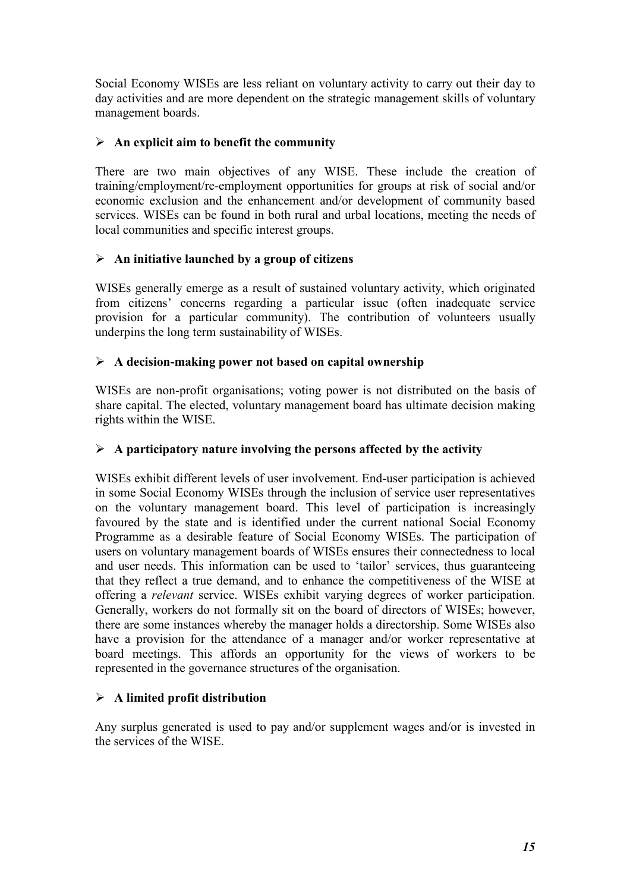Social Economy WISEs are less reliant on voluntary activity to carry out their day to day activities and are more dependent on the strategic management skills of voluntary management boards.

- **An explicit aim to benefit the community**

There are two main objectives of any WISE. These include the creation of training/employment/re-employment opportunities for groups at risk of social and/or economic exclusion and the enhancement and/or development of community based services. WISEs can be found in both rural and urbal locations, meeting the needs of local communities and specific interest groups.

- **An initiative launched by a group of citizens**

WISEs generally emerge as a result of sustained voluntary activity, which originated from citizens' concerns regarding a particular issue (often inadequate service provision for a particular community). The contribution of volunteers usually underpins the long term sustainability of WISEs.

- **A decision-making power not based on capital ownership**

WISEs are non-profit organisations; voting power is not distributed on the basis of share capital. The elected, voluntary management board has ultimate decision making rights within the WISE.

- **A participatory nature involving the persons affected by the activity**

WISEs exhibit different levels of user involvement. End-user participation is achieved in some Social Economy WISEs through the inclusion of service user representatives on the voluntary management board. This level of participation is increasingly favoured by the state and is identified under the current national Social Economy Programme as a desirable feature of Social Economy WISEs. The participation of users on voluntary management boards of WISEs ensures their connectedness to local and user needs. This information can be used to 'tailor' services, thus guaranteeing that they reflect a true demand, and to enhance the competitiveness of the WISE at offering a *relevant* service. WISEs exhibit varying degrees of worker participation. Generally, workers do not formally sit on the board of directors of WISEs; however, there are some instances whereby the manager holds a directorship. Some WISEs also have a provision for the attendance of a manager and/or worker representative at board meetings. This affords an opportunity for the views of workers to be represented in the governance structures of the organisation.

- **A limited profit distribution**

Any surplus generated is used to pay and/or supplement wages and/or is invested in the services of the WISE.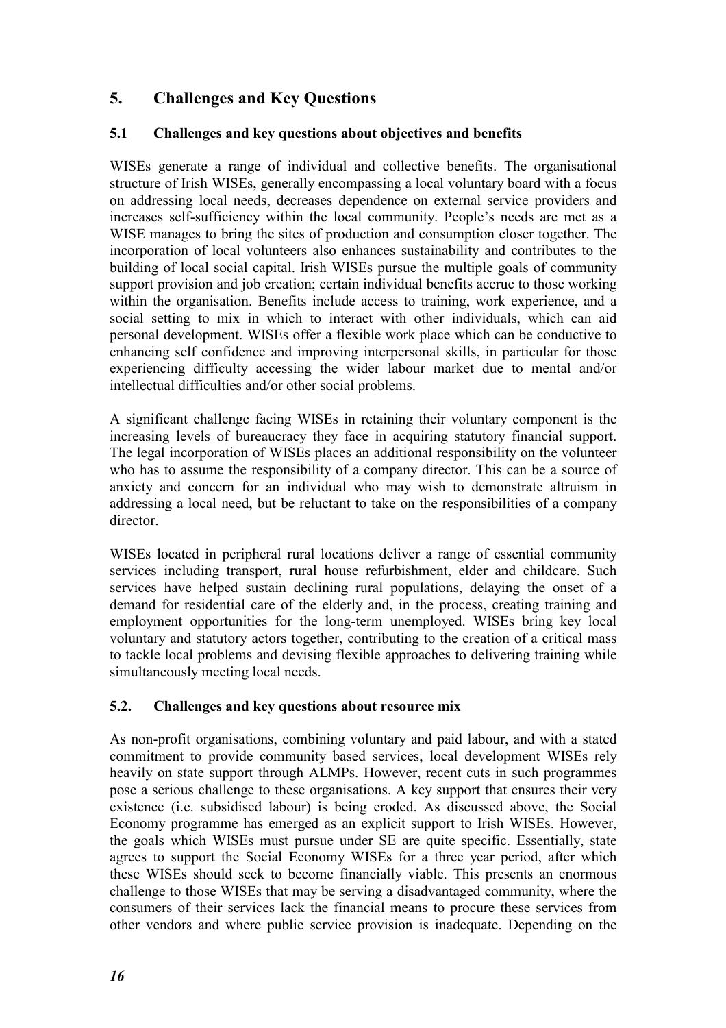# 5. Challenges and Key Questions

## 5.1 Challenges and key questions about objectives and benefits

WISEs generate a range of individual and collective benefits. The organisational structure of Irish WISEs, generally encompassing a local voluntary board with a focus on addressing local needs, decreases dependence on external service providers and increases self-sufficiency within the local community. People's needs are met as a WISE manages to bring the sites of production and consumption closer together. The incorporation of local volunteers also enhances sustainability and contributes to the building of local social capital. Irish WISEs pursue the multiple goals of community support provision and job creation; certain individual benefits accrue to those working within the organisation. Benefits include access to training, work experience, and a social setting to mix in which to interact with other individuals, which can aid personal development. WISEs offer a flexible work place which can be conductive to enhancing self confidence and improving interpersonal skills, in particular for those experiencing difficulty accessing the wider labour market due to mental and/or intellectual difficulties and/or other social problems.

A significant challenge facing WISEs in retaining their voluntary component is the increasing levels of bureaucracy they face in acquiring statutory financial support. The legal incorporation of WISEs places an additional responsibility on the volunteer who has to assume the responsibility of a company director. This can be a source of anxiety and concern for an individual who may wish to demonstrate altruism in addressing a local need, but be reluctant to take on the responsibilities of a company director.

WISEs located in peripheral rural locations deliver a range of essential community services including transport, rural house refurbishment, elder and childcare. Such services have helped sustain declining rural populations, delaying the onset of a demand for residential care of the elderly and, in the process, creating training and employment opportunities for the long-term unemployed. WISEs bring key local voluntary and statutory actors together, contributing to the creation of a critical mass to tackle local problems and devising flexible approaches to delivering training while simultaneously meeting local needs.

## 5.2. Challenges and key questions about resource mix

As non-profit organisations, combining voluntary and paid labour, and with a stated commitment to provide community based services, local development WISEs rely heavily on state support through ALMPs. However, recent cuts in such programmes pose a serious challenge to these organisations. A key support that ensures their very existence (i.e. subsidised labour) is being eroded. As discussed above, the Social Economy programme has emerged as an explicit support to Irish WISEs. However, the goals which WISEs must pursue under SE are quite specific. Essentially, state agrees to support the Social Economy WISEs for a three year period, after which these WISEs should seek to become financially viable. This presents an enormous challenge to those WISEs that may be serving a disadvantaged community, where the consumers of their services lack the financial means to procure these services from other vendors and where public service provision is inadequate. Depending on the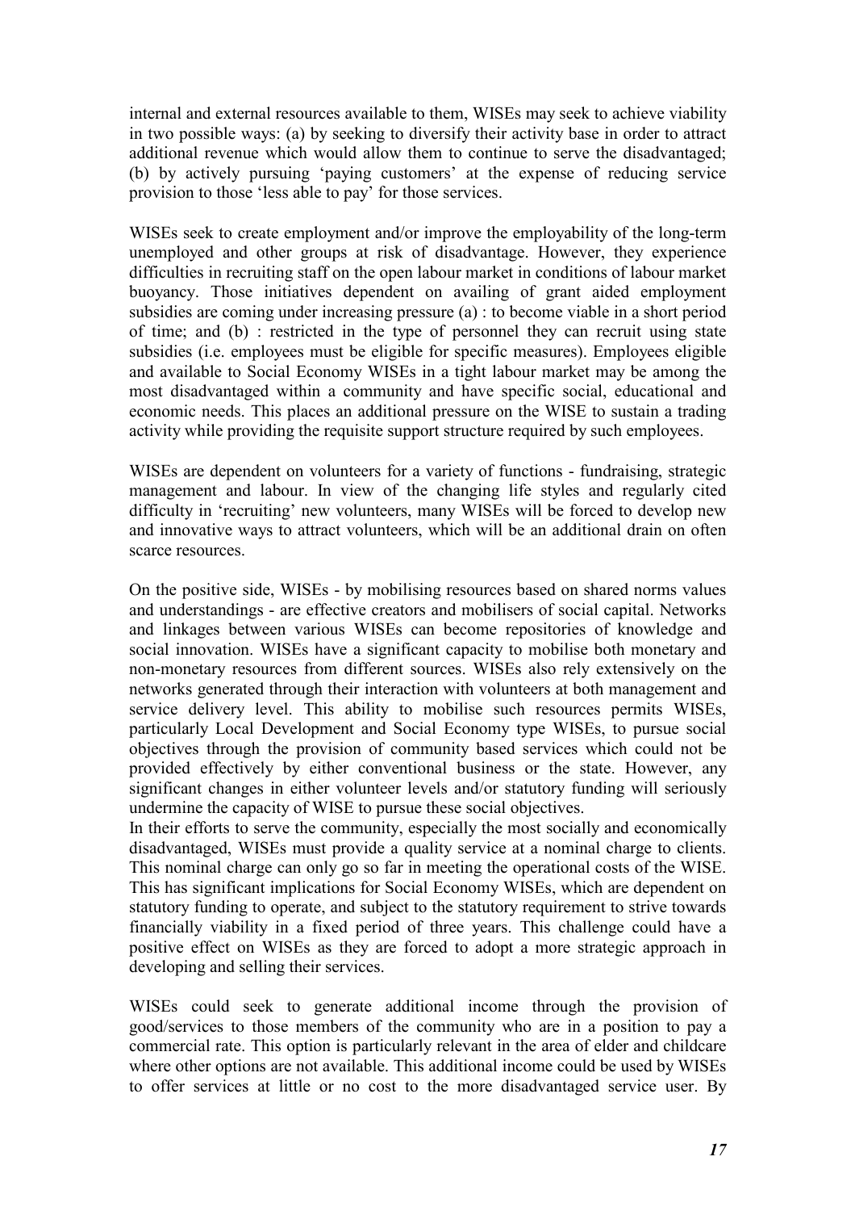internal and external resources available to them, WISEs may seek to achieve viability in two possible ways: (a) by seeking to diversify their activity base in order to attract additional revenue which would allow them to continue to serve the disadvantaged; (b) by actively pursuing 'paying customers' at the expense of reducing service provision to those 'less able to pay' for those services.

WISEs seek to create employment and/or improve the employability of the long-term unemployed and other groups at risk of disadvantage. However, they experience difficulties in recruiting staff on the open labour market in conditions of labour market buoyancy. Those initiatives dependent on availing of grant aided employment subsidies are coming under increasing pressure (a) : to become viable in a short period of time; and (b) : restricted in the type of personnel they can recruit using state subsidies (i.e. employees must be eligible for specific measures). Employees eligible and available to Social Economy WISEs in a tight labour market may be among the most disadvantaged within a community and have specific social, educational and economic needs. This places an additional pressure on the WISE to sustain a trading activity while providing the requisite support structure required by such employees.

WISEs are dependent on volunteers for a variety of functions - fundraising, strategic management and labour. In view of the changing life styles and regularly cited difficulty in 'recruiting' new volunteers, many WISEs will be forced to develop new and innovative ways to attract volunteers, which will be an additional drain on often scarce resources.

On the positive side, WISEs - by mobilising resources based on shared norms values and understandings - are effective creators and mobilisers of social capital. Networks and linkages between various WISEs can become repositories of knowledge and social innovation. WISEs have a significant capacity to mobilise both monetary and non-monetary resources from different sources. WISEs also rely extensively on the networks generated through their interaction with volunteers at both management and service delivery level. This ability to mobilise such resources permits WISEs, particularly Local Development and Social Economy type WISEs, to pursue social objectives through the provision of community based services which could not be provided effectively by either conventional business or the state. However, any significant changes in either volunteer levels and/or statutory funding will seriously undermine the capacity of WISE to pursue these social objectives.

In their efforts to serve the community, especially the most socially and economically disadvantaged, WISEs must provide a quality service at a nominal charge to clients. This nominal charge can only go so far in meeting the operational costs of the WISE. This has significant implications for Social Economy WISEs, which are dependent on statutory funding to operate, and subject to the statutory requirement to strive towards financially viability in a fixed period of three years. This challenge could have a positive effect on WISEs as they are forced to adopt a more strategic approach in developing and selling their services.

WISEs could seek to generate additional income through the provision of good/services to those members of the community who are in a position to pay a commercial rate. This option is particularly relevant in the area of elder and childcare where other options are not available. This additional income could be used by WISEs to offer services at little or no cost to the more disadvantaged service user. By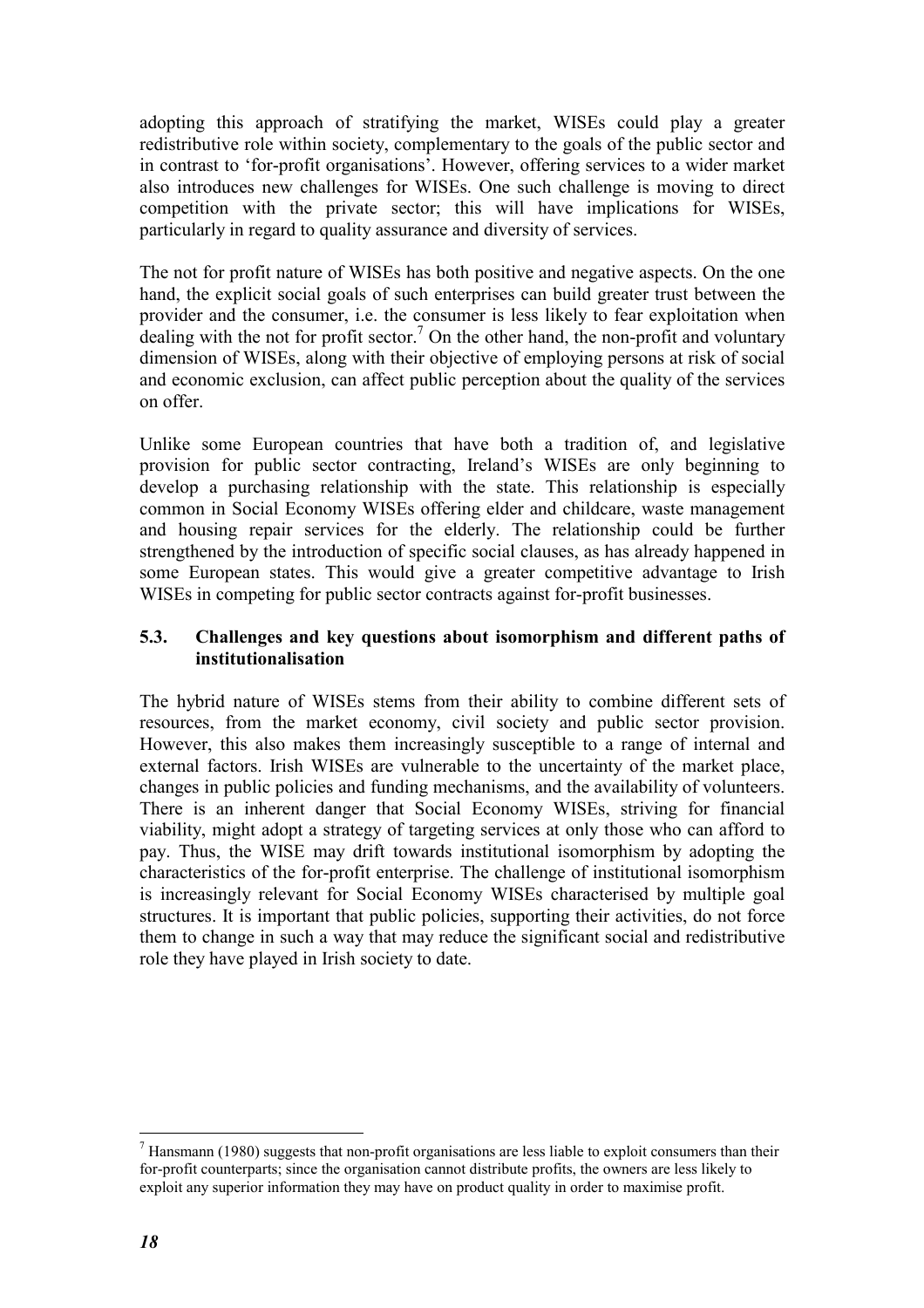adopting this approach of stratifying the market, WISEs could play a greater redistributive role within society, complementary to the goals of the public sector and in contrast to 'for-profit organisations'. However, offering services to a wider market also introduces new challenges for WISEs. One such challenge is moving to direct competition with the private sector; this will have implications for WISEs, particularly in regard to quality assurance and diversity of services.

The not for profit nature of WISEs has both positive and negative aspects. On the one hand, the explicit social goals of such enterprises can build greater trust between the provider and the consumer, i.e. the consumer is less likely to fear exploitation when dealing with the not for profit sector.[7] On the other hand, the non-profit and voluntary dimension of WISEs, along with their objective of employing persons at risk of social and economic exclusion, can affect public perception about the quality of the services on offer.

Unlike some European countries that have both a tradition of, and legislative provision for public sector contracting, Ireland's WISEs are only beginning to develop a purchasing relationship with the state. This relationship is especially common in Social Economy WISEs offering elder and childcare, waste management and housing repair services for the elderly. The relationship could be further strengthened by the introduction of specific social clauses, as has already happened in some European states. This would give a greater competitive advantage to Irish WISEs in competing for public sector contracts against for-profit businesses.

### 5.3. Challenges and key questions about isomorphism and different paths of institutionalisation

The hybrid nature of WISEs stems from their ability to combine different sets of resources, from the market economy, civil society and public sector provision. However, this also makes them increasingly susceptible to a range of internal and external factors. Irish WISEs are vulnerable to the uncertainty of the market place, changes in public policies and funding mechanisms, and the availability of volunteers. There is an inherent danger that Social Economy WISEs, striving for financial viability, might adopt a strategy of targeting services at only those who can afford to pay. Thus, the WISE may drift towards institutional isomorphism by adopting the characteristics of the for-profit enterprise. The challenge of institutional isomorphism is increasingly relevant for Social Economy WISEs characterised by multiple goal structures. It is important that public policies, supporting their activities, do not force them to change in such a way that may reduce the significant social and redistributive role they have played in Irish society to date.

---

[7] Hansmann (1980) suggests that non-profit organisations are less liable to exploit consumers than their for-profit counterparts; since the organisation cannot distribute profits, the owners are less likely to exploit any superior information they may have on product quality in order to maximise profit.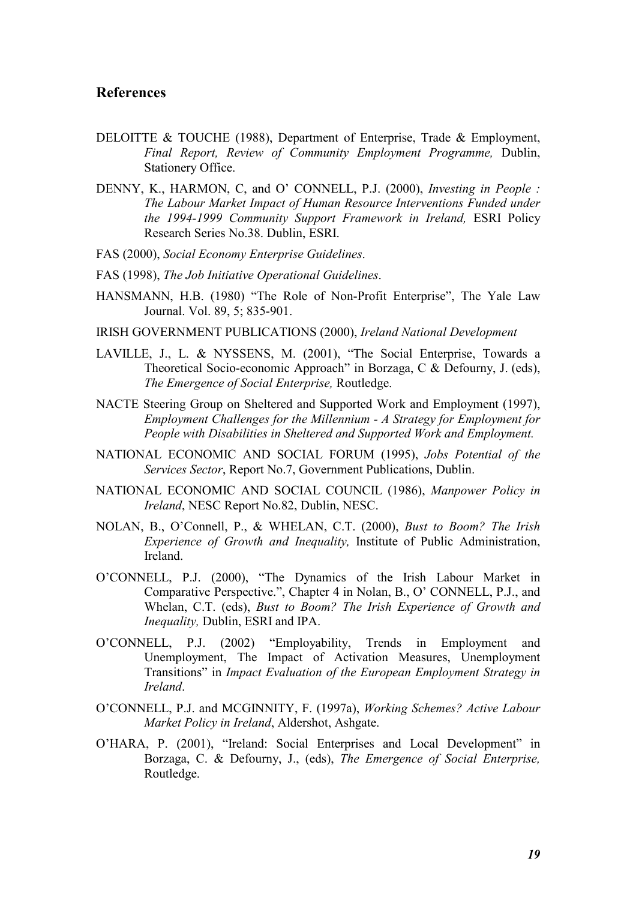## References

DELOITTE & TOUCHE (1988), Department of Enterprise, Trade & Employment, *Final Report, Review of Community Employment Programme,* Dublin, Stationery Office.

DENNY, K., HARMON, C, and O' CONNELL, P.J. (2000), *Investing in People : The Labour Market Impact of Human Resource Interventions Funded under the 1994-1999 Community Support Framework in Ireland,* ESRI Policy Research Series No.38. Dublin, ESRI.

FAS (2000), *Social Economy Enterprise Guidelines*.

FAS (1998), *The Job Initiative Operational Guidelines*.

HANSMANN, H.B. (1980) "The Role of Non-Profit Enterprise", The Yale Law Journal. Vol. 89, 5; 835-901.

IRISH GOVERNMENT PUBLICATIONS (2000), *Ireland National Development*

LAVILLE, J., L. & NYSSENS, M. (2001), "The Social Enterprise, Towards a Theoretical Socio-economic Approach" in Borzaga, C & Defourny, J. (eds), *The Emergence of Social Enterprise,* Routledge.

NACTE Steering Group on Sheltered and Supported Work and Employment (1997), *Employment Challenges for the Millennium - A Strategy for Employment for People with Disabilities in Sheltered and Supported Work and Employment.*

NATIONAL ECONOMIC AND SOCIAL FORUM (1995), *Jobs Potential of the Services Sector*, Report No.7, Government Publications, Dublin.

NATIONAL ECONOMIC AND SOCIAL COUNCIL (1986), *Manpower Policy in Ireland*, NESC Report No.82, Dublin, NESC.

NOLAN, B., O'Connell, P., & WHELAN, C.T. (2000), *Bust to Boom? The Irish Experience of Growth and Inequality,* Institute of Public Administration, Ireland.

O'CONNELL, P.J. (2000), "The Dynamics of the Irish Labour Market in Comparative Perspective.", Chapter 4 in Nolan, B., O' CONNELL, P.J., and Whelan, C.T. (eds), *Bust to Boom? The Irish Experience of Growth and Inequality,* Dublin, ESRI and IPA.

O'CONNELL, P.J. (2002) "Employability, Trends in Employment and Unemployment, The Impact of Activation Measures, Unemployment Transitions" in *Impact Evaluation of the European Employment Strategy in Ireland*.

O'CONNELL, P.J. and MCGINNITY, F. (1997a), *Working Schemes? Active Labour Market Policy in Ireland*, Aldershot, Ashgate.

O'HARA, P. (2001), "Ireland: Social Enterprises and Local Development" in Borzaga, C. & Defourny, J., (eds), *The Emergence of Social Enterprise,* Routledge.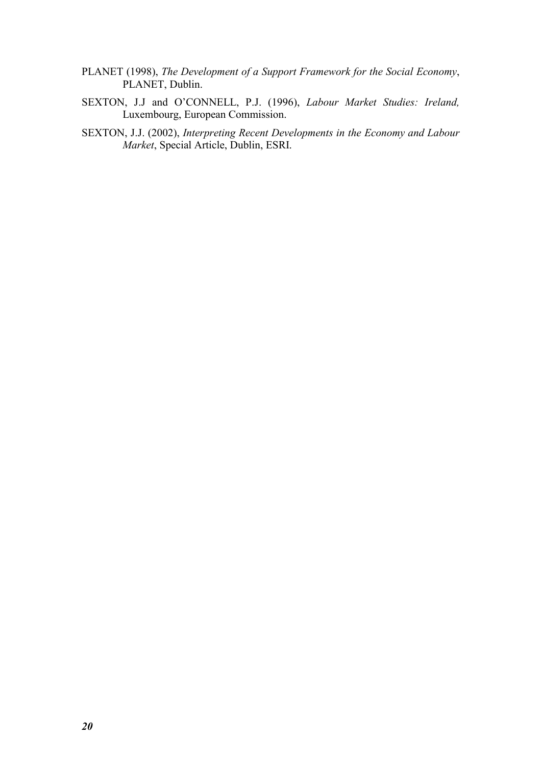PLANET (1998), *The Development of a Support Framework for the Social Economy*, PLANET, Dublin.

SEXTON, J.J and O'CONNELL, P.J. (1996), *Labour Market Studies: Ireland,* Luxembourg, European Commission.

SEXTON, J.J. (2002), *Interpreting Recent Developments in the Economy and Labour Market*, Special Article, Dublin, ESRI.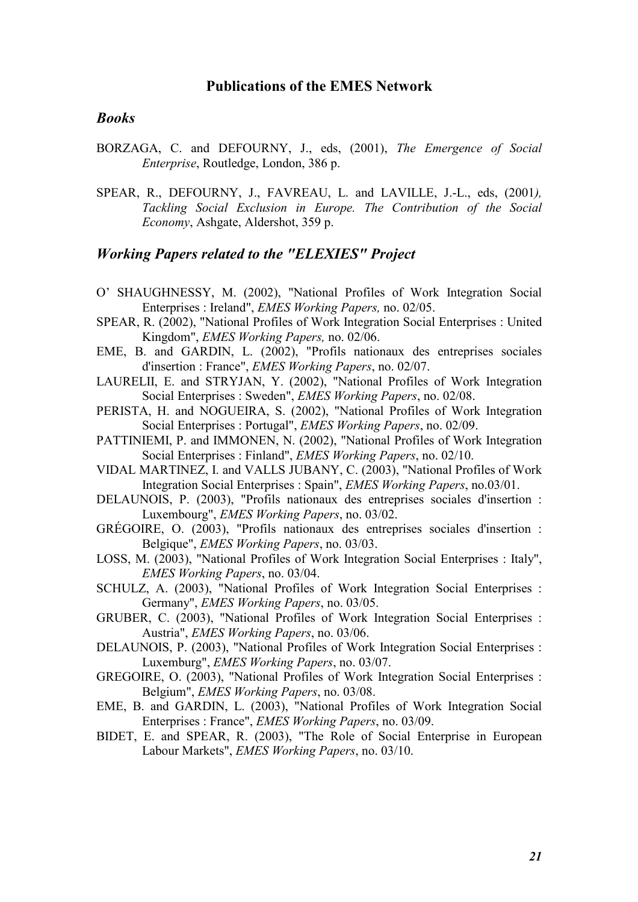## Publications of the EMES Network

### *Books*

BORZAGA, C. and DEFOURNY, J., eds, (2001), *The Emergence of Social Enterprise*, Routledge, London, 386 p.

SPEAR, R., DEFOURNY, J., FAVREAU, L. and LAVILLE, J.-L., eds, (2001*), Tackling Social Exclusion in Europe. The Contribution of the Social Economy*, Ashgate, Aldershot, 359 p.

### *Working Papers related to the "ELEXIES" Project*

O' SHAUGHNESSY, M. (2002), "National Profiles of Work Integration Social Enterprises : Ireland", *EMES Working Papers,* no. 02/05.

SPEAR, R. (2002), "National Profiles of Work Integration Social Enterprises : United Kingdom", *EMES Working Papers,* no. 02/06.

EME, B. and GARDIN, L. (2002), "Profils nationaux des entreprises sociales d'insertion : France", *EMES Working Papers*, no. 02/07.

LAURELII, E. and STRYJAN, Y. (2002), "National Profiles of Work Integration Social Enterprises : Sweden", *EMES Working Papers*, no. 02/08.

PERISTA, H. and NOGUEIRA, S. (2002), "National Profiles of Work Integration Social Enterprises : Portugal", *EMES Working Papers*, no. 02/09.

PATTINIEMI, P. and IMMONEN, N. (2002), "National Profiles of Work Integration Social Enterprises : Finland", *EMES Working Papers*, no. 02/10.

VIDAL MARTINEZ, I. and VALLS JUBANY, C. (2003), "National Profiles of Work Integration Social Enterprises : Spain", *EMES Working Papers*, no.03/01.

DELAUNOIS, P. (2003), "Profils nationaux des entreprises sociales d'insertion : Luxembourg", *EMES Working Papers*, no. 03/02.

GRÉGOIRE, O. (2003), "Profils nationaux des entreprises sociales d'insertion : Belgique", *EMES Working Papers*, no. 03/03.

LOSS, M. (2003), "National Profiles of Work Integration Social Enterprises : Italy", *EMES Working Papers*, no. 03/04.

SCHULZ, A. (2003), "National Profiles of Work Integration Social Enterprises : Germany", *EMES Working Papers*, no. 03/05.

GRUBER, C. (2003), "National Profiles of Work Integration Social Enterprises : Austria", *EMES Working Papers*, no. 03/06.

DELAUNOIS, P. (2003), "National Profiles of Work Integration Social Enterprises : Luxemburg", *EMES Working Papers*, no. 03/07.

GREGOIRE, O. (2003), "National Profiles of Work Integration Social Enterprises : Belgium", *EMES Working Papers*, no. 03/08.

EME, B. and GARDIN, L. (2003), "National Profiles of Work Integration Social Enterprises : France", *EMES Working Papers*, no. 03/09.

BIDET, E. and SPEAR, R. (2003), "The Role of Social Enterprise in European Labour Markets", *EMES Working Papers*, no. 03/10.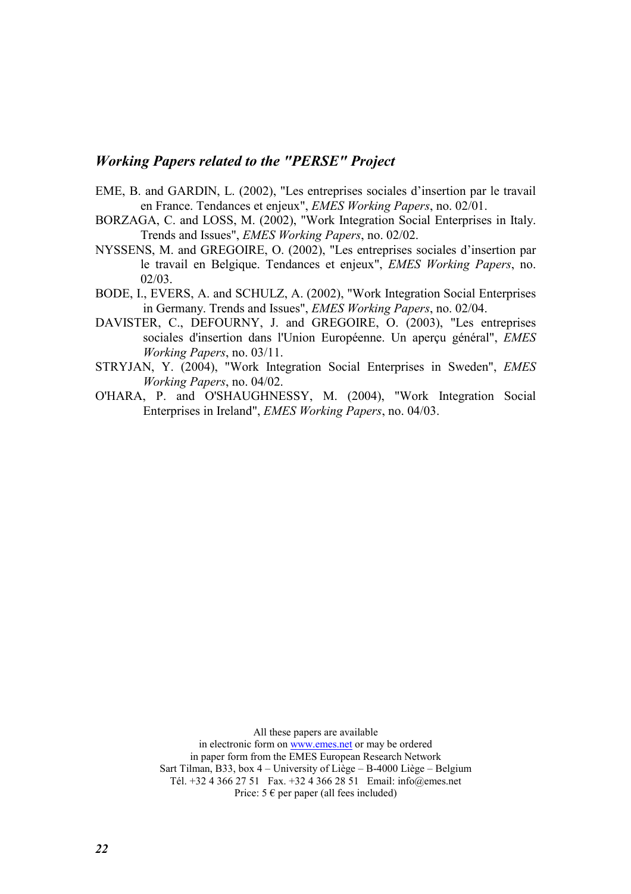### *Working Papers related to the "PERSE" Project*

EME, B. and GARDIN, L. (2002), "Les entreprises sociales d'insertion par le travail en France. Tendances et enjeux", *EMES Working Papers*, no. 02/01.

BORZAGA, C. and LOSS, M. (2002), "Work Integration Social Enterprises in Italy. Trends and Issues", *EMES Working Papers*, no. 02/02.

NYSSENS, M. and GREGOIRE, O. (2002), "Les entreprises sociales d'insertion par le travail en Belgique. Tendances et enjeux", *EMES Working Papers*, no. 02/03.

BODE, I., EVERS, A. and SCHULZ, A. (2002), "Work Integration Social Enterprises in Germany. Trends and Issues", *EMES Working Papers*, no. 02/04.

DAVISTER, C., DEFOURNY, J. and GREGOIRE, O. (2003), "Les entreprises sociales d'insertion dans l'Union Européenne. Un aperçu général", *EMES Working Papers*, no. 03/11.

STRYJAN, Y. (2004), "Work Integration Social Enterprises in Sweden", *EMES Working Papers*, no. 04/02.

O'HARA, P. and O'SHAUGHNESSY, M. (2004), "Work Integration Social Enterprises in Ireland", *EMES Working Papers*, no. 04/03.

All these papers are available
in electronic form on www.emes.net or may be ordered
in paper form from the EMES European Research Network
Sart Tilman, B33, box 4 – University of Liège – B-4000 Liège – Belgium
Tél. +32 4 366 27 51 Fax. +32 4 366 28 51 Email: info@emes.net
Price: 5 € per paper (all fees included)